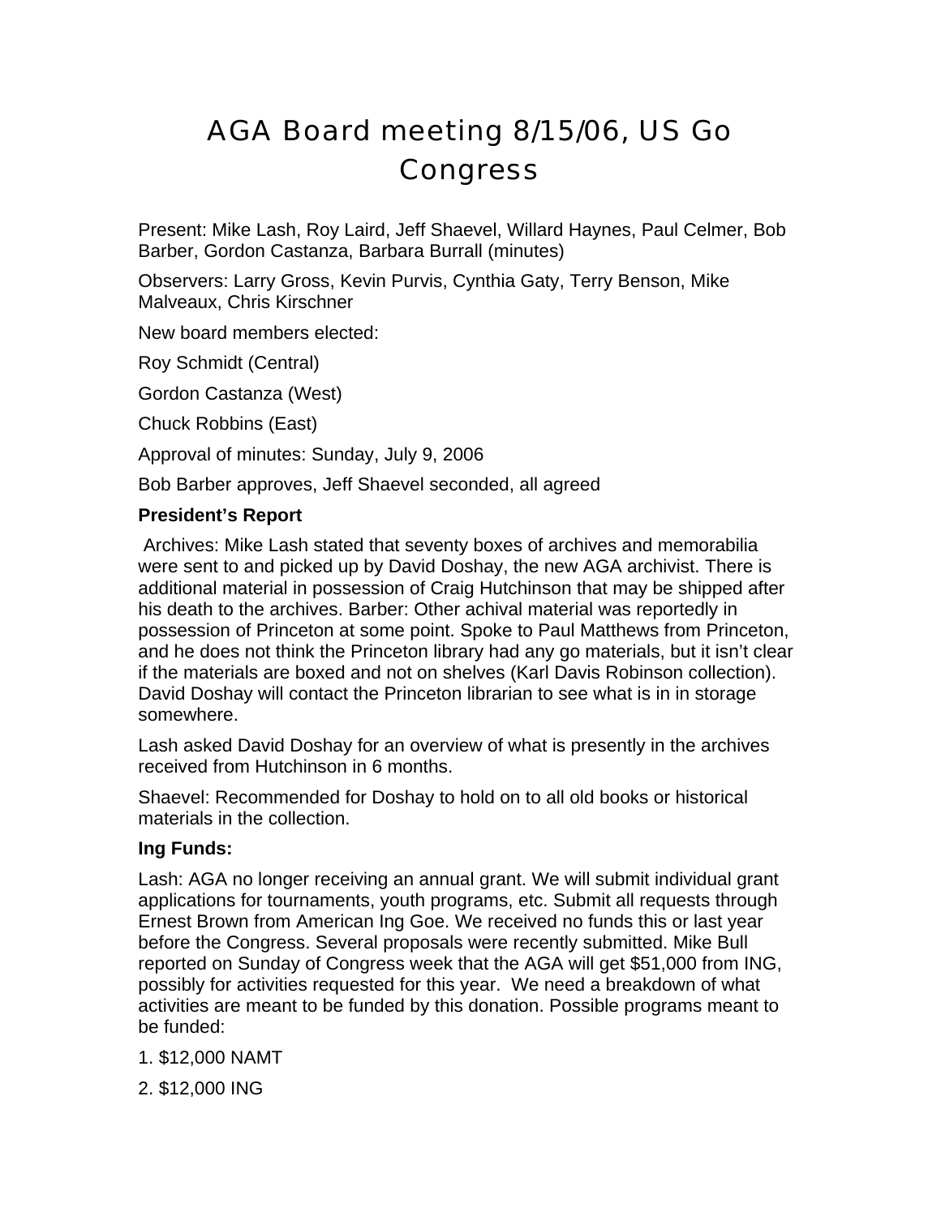# AGA Board meeting 8/15/06, US Go Congress

Present: Mike Lash, Roy Laird, Jeff Shaevel, Willard Haynes, Paul Celmer, Bob Barber, Gordon Castanza, Barbara Burrall (minutes)

Observers: Larry Gross, Kevin Purvis, Cynthia Gaty, Terry Benson, Mike Malveaux, Chris Kirschner

New board members elected:

Roy Schmidt (Central)

Gordon Castanza (West)

Chuck Robbins (East)

Approval of minutes: Sunday, July 9, 2006

Bob Barber approves, Jeff Shaevel seconded, all agreed

**President's Report**

Archives: Mike Lash stated that seventy boxes of archives and memorabilia were sent to and picked up by David Doshay, the new AGA archivist. There is additional material in possession of Craig Hutchinson that may be shipped after his death to the archives. Barber: Other achival material was reportedly in possession of Princeton at some point. Spoke to Paul Matthews from Princeton, and he does not think the Princeton library had any go materials, but it isn't clear if the materials are boxed and not on shelves (Karl Davis Robinson collection). David Doshay will contact the Princeton librarian to see what is in in storage somewhere.

Lash asked David Doshay for an overview of what is presently in the archives received from Hutchinson in 6 months.

Shaevel: Recommended for Doshay to hold on to all old books or historical materials in the collection.

**Ing Funds:**

Lash: AGA no longer receiving an annual grant. We will submit individual grant applications for tournaments, youth programs, etc. Submit all requests through Ernest Brown from American Ing Goe. We received no funds this or last year before the Congress. Several proposals were recently submitted. Mike Bull reported on Sunday of Congress week that the AGA will get $51,000 from ING, possibly for activities requested for this year. We need a breakdown of what activities are meant to be funded by this donation. Possible programs meant to be funded:

1. $12,000 NAMT
2. $12,000 ING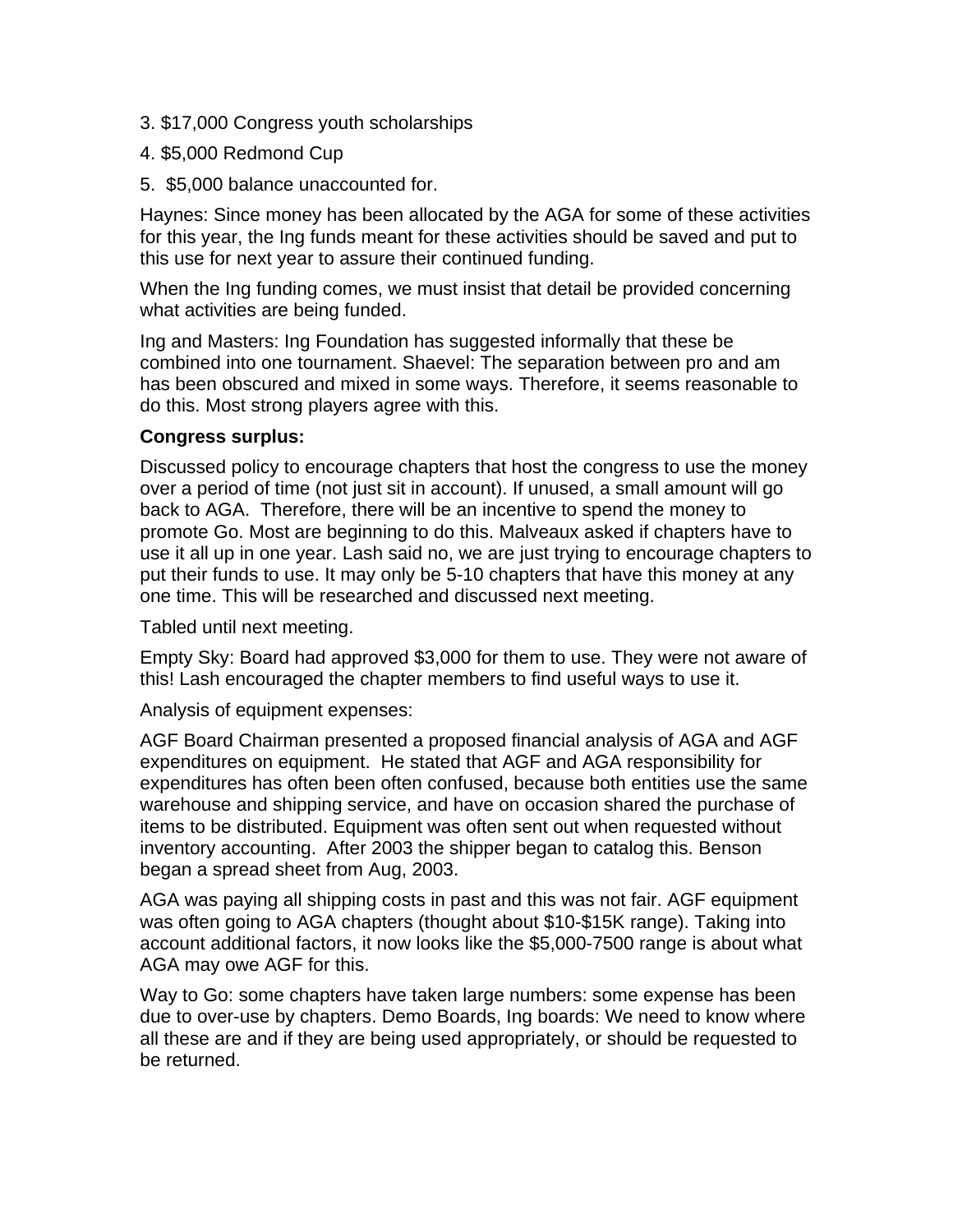3. $17,000 Congress youth scholarships

4. $5,000 Redmond Cup

5. $5,000 balance unaccounted for.

Haynes: Since money has been allocated by the AGA for some of these activities for this year, the Ing funds meant for these activities should be saved and put to this use for next year to assure their continued funding.

When the Ing funding comes, we must insist that detail be provided concerning what activities are being funded.

Ing and Masters: Ing Foundation has suggested informally that these be combined into one tournament. Shaevel: The separation between pro and am has been obscured and mixed in some ways. Therefore, it seems reasonable to do this. Most strong players agree with this.

**Congress surplus:**

Discussed policy to encourage chapters that host the congress to use the money over a period of time (not just sit in account). If unused, a small amount will go back to AGA. Therefore, there will be an incentive to spend the money to promote Go. Most are beginning to do this. Malveaux asked if chapters have to use it all up in one year. Lash said no, we are just trying to encourage chapters to put their funds to use. It may only be 5-10 chapters that have this money at any one time. This will be researched and discussed next meeting.

Tabled until next meeting.

Empty Sky: Board had approved $3,000 for them to use. They were not aware of this! Lash encouraged the chapter members to find useful ways to use it.

Analysis of equipment expenses:

AGF Board Chairman presented a proposed financial analysis of AGA and AGF expenditures on equipment. He stated that AGF and AGA responsibility for expenditures has often been often confused, because both entities use the same warehouse and shipping service, and have on occasion shared the purchase of items to be distributed. Equipment was often sent out when requested without inventory accounting. After 2003 the shipper began to catalog this. Benson began a spread sheet from Aug, 2003.

AGA was paying all shipping costs in past and this was not fair. AGF equipment was often going to AGA chapters (thought about $10-$15K range). Taking into account additional factors, it now looks like the $5,000-7500 range is about what AGA may owe AGF for this.

Way to Go: some chapters have taken large numbers: some expense has been due to over-use by chapters. Demo Boards, Ing boards: We need to know where all these are and if they are being used appropriately, or should be requested to be returned.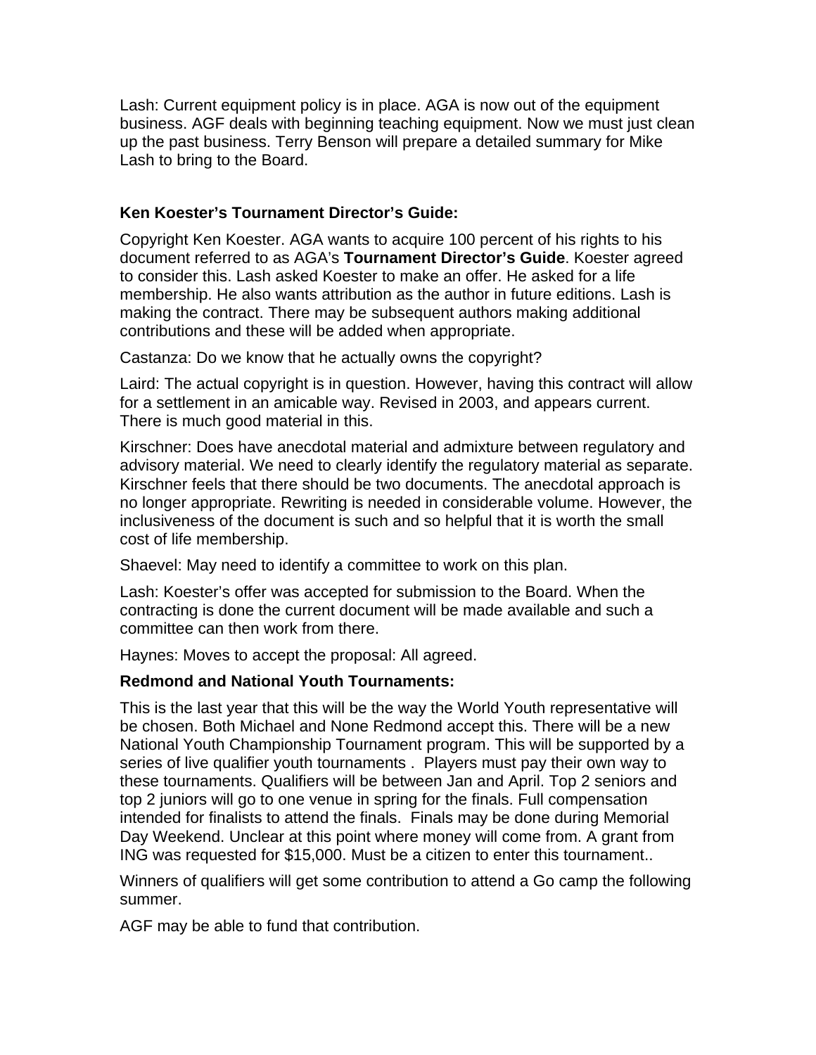Lash: Current equipment policy is in place. AGA is now out of the equipment business. AGF deals with beginning teaching equipment. Now we must just clean up the past business. Terry Benson will prepare a detailed summary for Mike Lash to bring to the Board.

**Ken Koester's Tournament Director's Guide:**

Copyright Ken Koester. AGA wants to acquire 100 percent of his rights to his document referred to as AGA's **Tournament Director's Guide**. Koester agreed to consider this. Lash asked Koester to make an offer. He asked for a life membership. He also wants attribution as the author in future editions. Lash is making the contract. There may be subsequent authors making additional contributions and these will be added when appropriate.

Castanza: Do we know that he actually owns the copyright?

Laird: The actual copyright is in question. However, having this contract will allow for a settlement in an amicable way. Revised in 2003, and appears current. There is much good material in this.

Kirschner: Does have anecdotal material and admixture between regulatory and advisory material. We need to clearly identify the regulatory material as separate. Kirschner feels that there should be two documents. The anecdotal approach is no longer appropriate. Rewriting is needed in considerable volume. However, the inclusiveness of the document is such and so helpful that it is worth the small cost of life membership.

Shaevel: May need to identify a committee to work on this plan.

Lash: Koester's offer was accepted for submission to the Board. When the contracting is done the current document will be made available and such a committee can then work from there.

Haynes: Moves to accept the proposal: All agreed.

**Redmond and National Youth Tournaments:**

This is the last year that this will be the way the World Youth representative will be chosen. Both Michael and None Redmond accept this. There will be a new National Youth Championship Tournament program. This will be supported by a series of live qualifier youth tournaments . Players must pay their own way to these tournaments. Qualifiers will be between Jan and April. Top 2 seniors and top 2 juniors will go to one venue in spring for the finals. Full compensation intended for finalists to attend the finals. Finals may be done during Memorial Day Weekend. Unclear at this point where money will come from. A grant from ING was requested for $15,000. Must be a citizen to enter this tournament..

Winners of qualifiers will get some contribution to attend a Go camp the following summer.

AGF may be able to fund that contribution.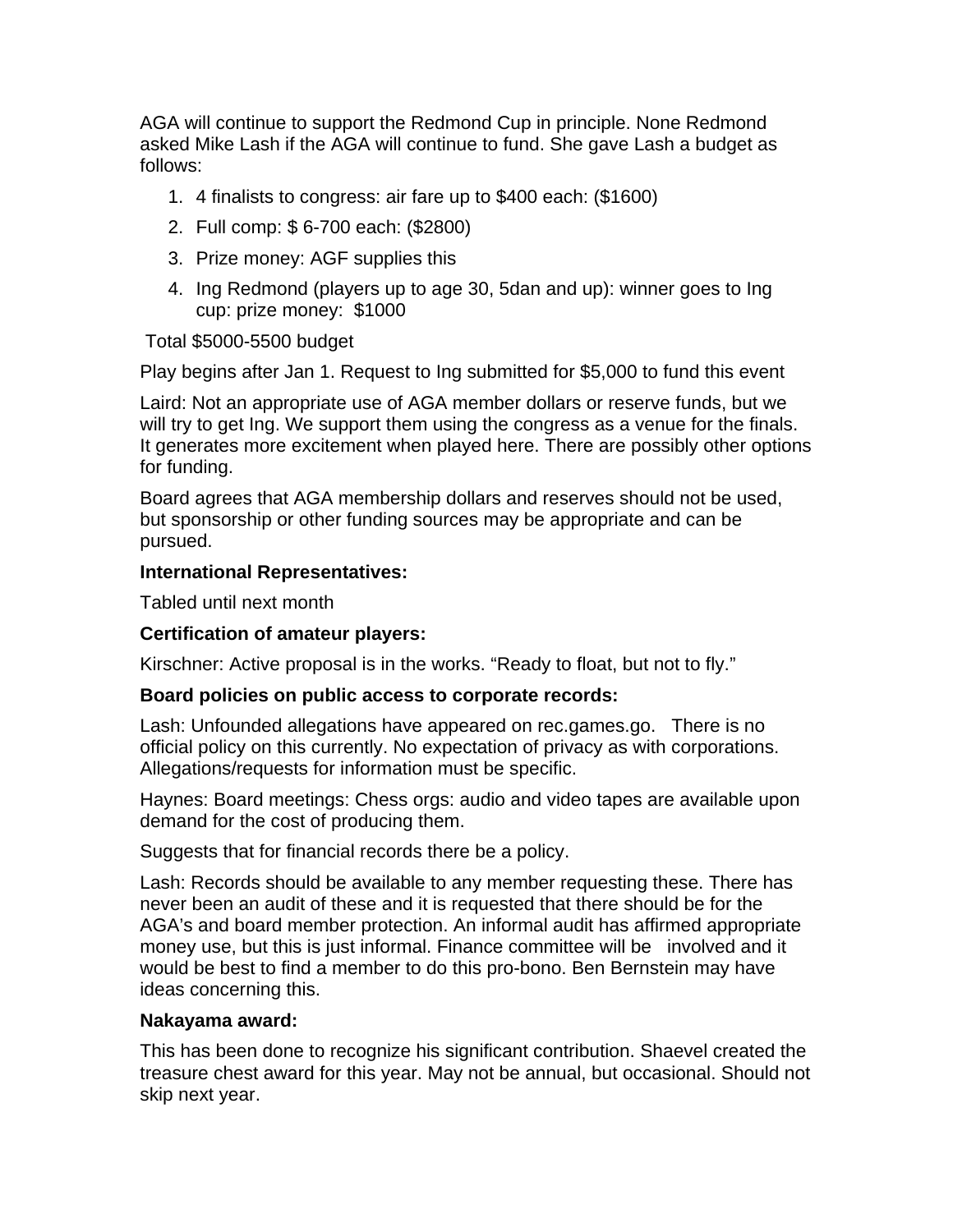AGA will continue to support the Redmond Cup in principle. None Redmond asked Mike Lash if the AGA will continue to fund. She gave Lash a budget as follows:

1. 4 finalists to congress: air fare up to $400 each: ($1600)
2. Full comp: $ 6-700 each: ($2800)
3. Prize money: AGF supplies this
4. Ing Redmond (players up to age 30, 5dan and up): winner goes to Ing cup: prize money: $1000

Total $5000-5500 budget

Play begins after Jan 1. Request to Ing submitted for $5,000 to fund this event

Laird: Not an appropriate use of AGA member dollars or reserve funds, but we will try to get Ing. We support them using the congress as a venue for the finals. It generates more excitement when played here. There are possibly other options for funding.

Board agrees that AGA membership dollars and reserves should not be used, but sponsorship or other funding sources may be appropriate and can be pursued.

**International Representatives:**

Tabled until next month

**Certification of amateur players:**

Kirschner: Active proposal is in the works. “Ready to float, but not to fly.”

**Board policies on public access to corporate records:**

Lash: Unfounded allegations have appeared on rec.games.go. There is no official policy on this currently. No expectation of privacy as with corporations. Allegations/requests for information must be specific.

Haynes: Board meetings: Chess orgs: audio and video tapes are available upon demand for the cost of producing them.

Suggests that for financial records there be a policy.

Lash: Records should be available to any member requesting these. There has never been an audit of these and it is requested that there should be for the AGA’s and board member protection. An informal audit has affirmed appropriate money use, but this is just informal. Finance committee will be involved and it would be best to find a member to do this pro-bono. Ben Bernstein may have ideas concerning this.

**Nakayama award:**

This has been done to recognize his significant contribution. Shaevel created the treasure chest award for this year. May not be annual, but occasional. Should not skip next year.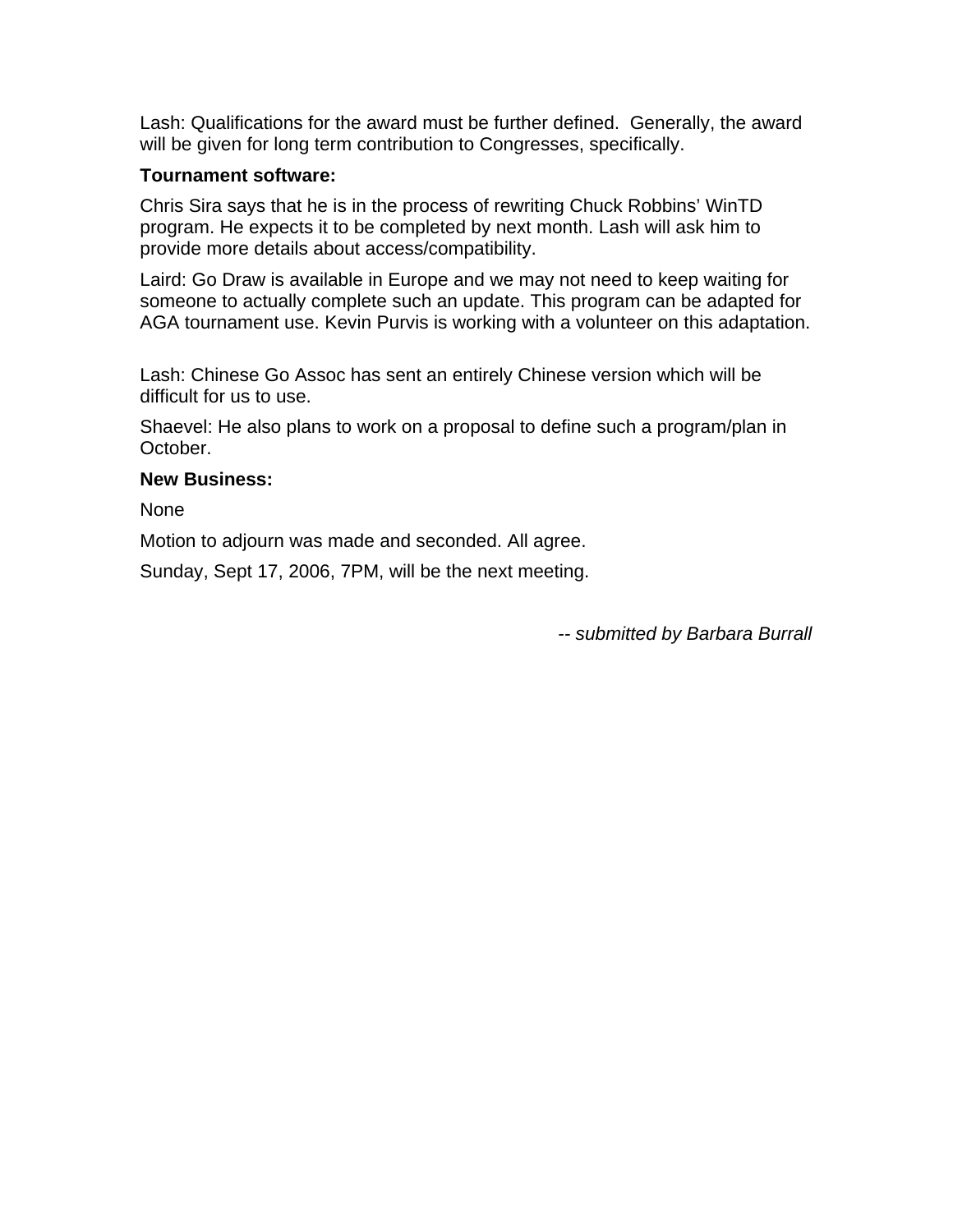Lash: Qualifications for the award must be further defined. Generally, the award will be given for long term contribution to Congresses, specifically.

**Tournament software:**

Chris Sira says that he is in the process of rewriting Chuck Robbins' WinTD program. He expects it to be completed by next month. Lash will ask him to provide more details about access/compatibility.

Laird: Go Draw is available in Europe and we may not need to keep waiting for someone to actually complete such an update. This program can be adapted for AGA tournament use. Kevin Purvis is working with a volunteer on this adaptation.

Lash: Chinese Go Assoc has sent an entirely Chinese version which will be difficult for us to use.

Shaevel: He also plans to work on a proposal to define such a program/plan in October.

**New Business:**

None

Motion to adjourn was made and seconded. All agree.

Sunday, Sept 17, 2006, 7PM, will be the next meeting.

*-- submitted by Barbara Burrall*